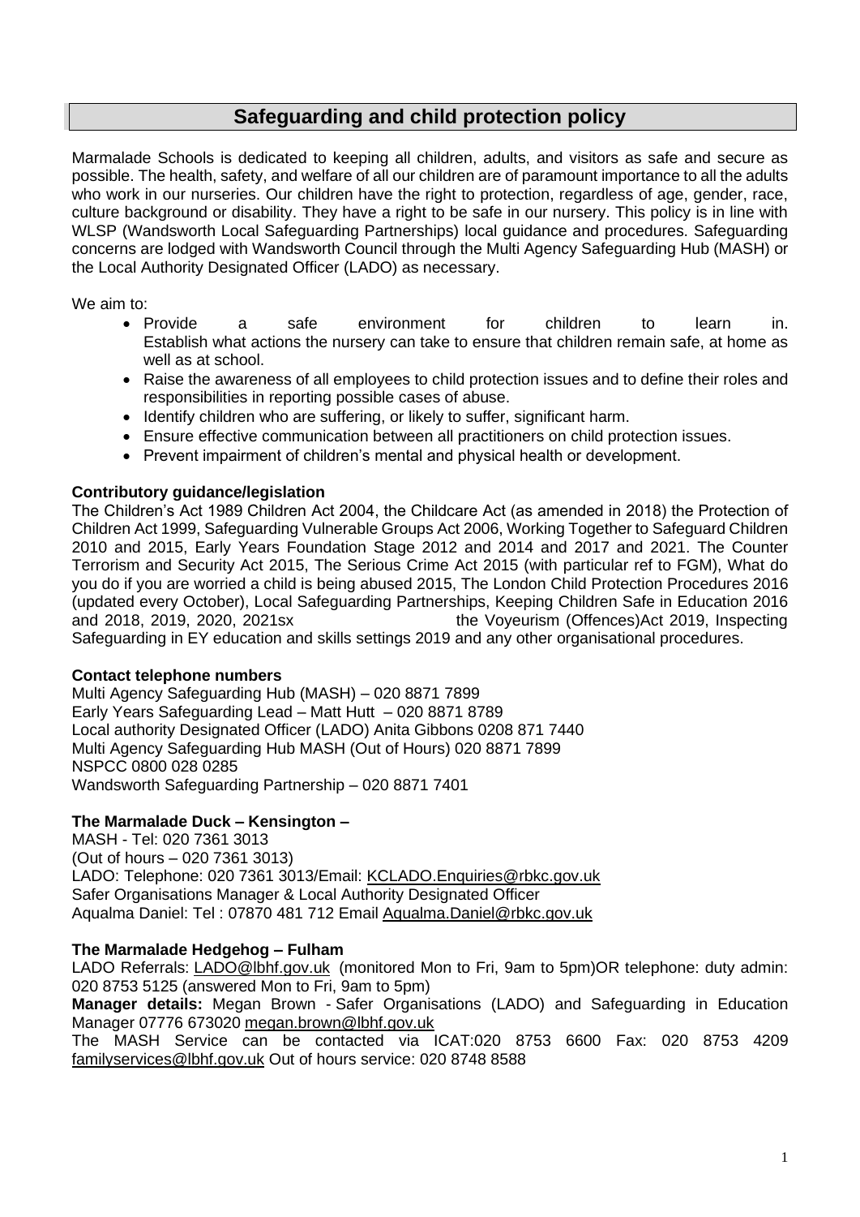# Safeguarding and child protection policy

Marmalade Schools is dedicated to keeping all children, adults, and visitors as safe and secure as possible. The health, safety, and welfare of all our children are of paramount importance to all the adults who work in our nurseries. Our children have the right to protection, regardless of age, gender, race, culture background or disability. They have a right to be safe in our nursery. This policy is in line with WLSP (Wandsworth Local Safeguarding Partnerships) local guidance and procedures. Safeguarding concerns are lodged with Wandsworth Council through the Multi Agency Safeguarding Hub (MASH) or the Local Authority Designated Officer (LADO) as necessary.

We aim to:

- Provide a safe environment for children to learn in. Establish what actions the nursery can take to ensure that children remain safe, at home as well as at school.
- Raise the awareness of all employees to child protection issues and to define their roles and responsibilities in reporting possible cases of abuse.
- Identify children who are suffering, or likely to suffer, significant harm.
- Ensure effective communication between all practitioners on child protection issues.
- Prevent impairment of children's mental and physical health or development.

**Contributory guidance/legislation**

The Children's Act 1989 Children Act 2004, the Childcare Act (as amended in 2018) the Protection of Children Act 1999, Safeguarding Vulnerable Groups Act 2006, Working Together to Safeguard Children 2010 and 2015, Early Years Foundation Stage 2012 and 2014 and 2017 and 2021. The Counter Terrorism and Security Act 2015, The Serious Crime Act 2015 (with particular ref to FGM), What do you do if you are worried a child is being abused 2015, The London Child Protection Procedures 2016 (updated every October), Local Safeguarding Partnerships, Keeping Children Safe in Education 2016 and 2018, 2019, 2020, 2021sx the Voyeurism (Offences)Act 2019, Inspecting Safeguarding in EY education and skills settings 2019 and any other organisational procedures.

**Contact telephone numbers**

Multi Agency Safeguarding Hub (MASH) – 020 8871 7899
Early Years Safeguarding Lead – Matt Hutt – 020 8871 8789
Local authority Designated Officer (LADO) Anita Gibbons 0208 871 7440
Multi Agency Safeguarding Hub MASH (Out of Hours) 020 8871 7899
NSPCC 0800 028 0285
Wandsworth Safeguarding Partnership – 020 8871 7401

**The Marmalade Duck – Kensington –**

MASH - Tel: 020 7361 3013
(Out of hours – 020 7361 3013)
LADO: Telephone: 020 7361 3013/Email: KCLADO.Enquiries@rbkc.gov.uk
Safer Organisations Manager & Local Authority Designated Officer
Aqualma Daniel: Tel : 07870 481 712 Email Aqualma.Daniel@rbkc.gov.uk

**The Marmalade Hedgehog – Fulham**

LADO Referrals: LADO@lbhf.gov.uk (monitored Mon to Fri, 9am to 5pm)OR telephone: duty admin: 020 8753 5125 (answered Mon to Fri, 9am to 5pm)

**Manager details:** Megan Brown - Safer Organisations (LADO) and Safeguarding in Education Manager 07776 673020 megan.brown@lbhf.gov.uk

The MASH Service can be contacted via ICAT:020 8753 6600 Fax: 020 8753 4209 familyservices@lbhf.gov.uk Out of hours service: 020 8748 8588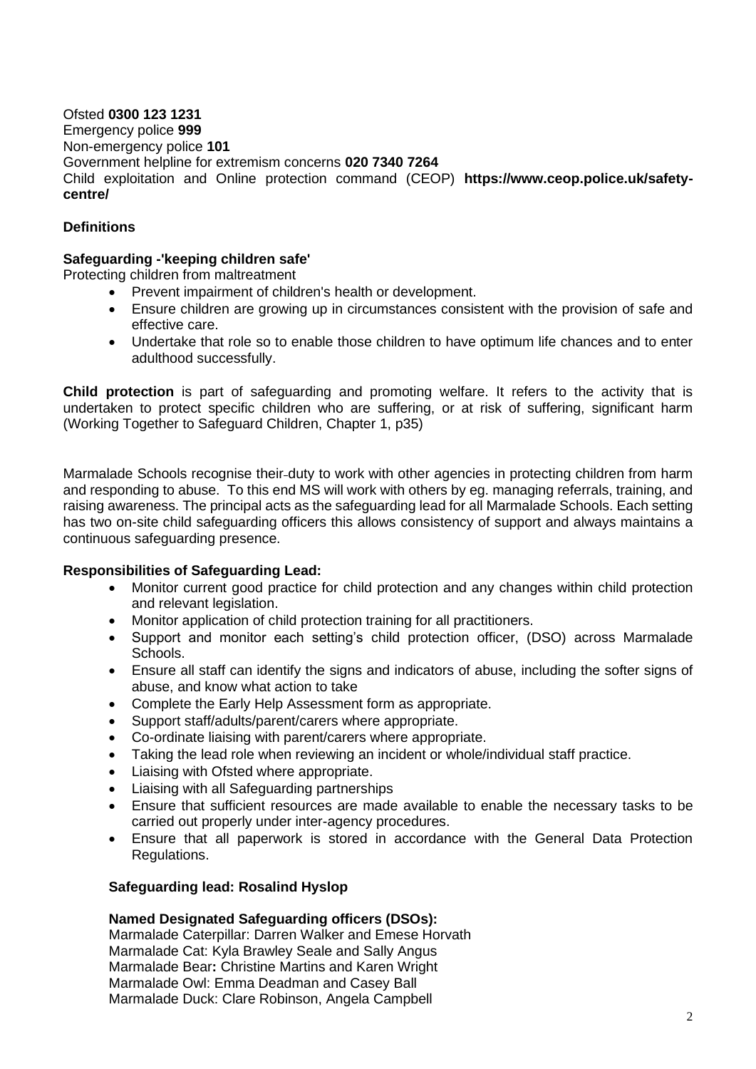Ofsted **0300 123 1231**
Emergency police **999**
Non-emergency police **101**
Government helpline for extremism concerns **020 7340 7264**
Child exploitation and Online protection command (CEOP) **https://www.ceop.police.uk/safety-centre/**

**Definitions**

**Safeguarding -'keeping children safe'**
Protecting children from maltreatment

- Prevent impairment of children's health or development.
- Ensure children are growing up in circumstances consistent with the provision of safe and effective care.
- Undertake that role so to enable those children to have optimum life chances and to enter adulthood successfully.

**Child protection** is part of safeguarding and promoting welfare. It refers to the activity that is undertaken to protect specific children who are suffering, or at risk of suffering, significant harm (Working Together to Safeguard Children, Chapter 1, p35)

Marmalade Schools recognise their duty to work with other agencies in protecting children from harm and responding to abuse. To this end MS will work with others by eg. managing referrals, training, and raising awareness. The principal acts as the safeguarding lead for all Marmalade Schools. Each setting has two on-site child safeguarding officers this allows consistency of support and always maintains a continuous safeguarding presence.

**Responsibilities of Safeguarding Lead:**

- Monitor current good practice for child protection and any changes within child protection and relevant legislation.
- Monitor application of child protection training for all practitioners.
- Support and monitor each setting's child protection officer, (DSO) across Marmalade Schools.
- Ensure all staff can identify the signs and indicators of abuse, including the softer signs of abuse, and know what action to take
- Complete the Early Help Assessment form as appropriate.
- Support staff/adults/parent/carers where appropriate.
- Co-ordinate liaising with parent/carers where appropriate.
- Taking the lead role when reviewing an incident or whole/individual staff practice.
- Liaising with Ofsted where appropriate.
- Liaising with all Safeguarding partnerships
- Ensure that sufficient resources are made available to enable the necessary tasks to be carried out properly under inter-agency procedures.
- Ensure that all paperwork is stored in accordance with the General Data Protection Regulations.

**Safeguarding lead: Rosalind Hyslop**

**Named Designated Safeguarding officers (DSOs):**
Marmalade Caterpillar: Darren Walker and Emese Horvath
Marmalade Cat: Kyla Brawley Seale and Sally Angus
Marmalade Bear**:** Christine Martins and Karen Wright
Marmalade Owl: Emma Deadman and Casey Ball
Marmalade Duck: Clare Robinson, Angela Campbell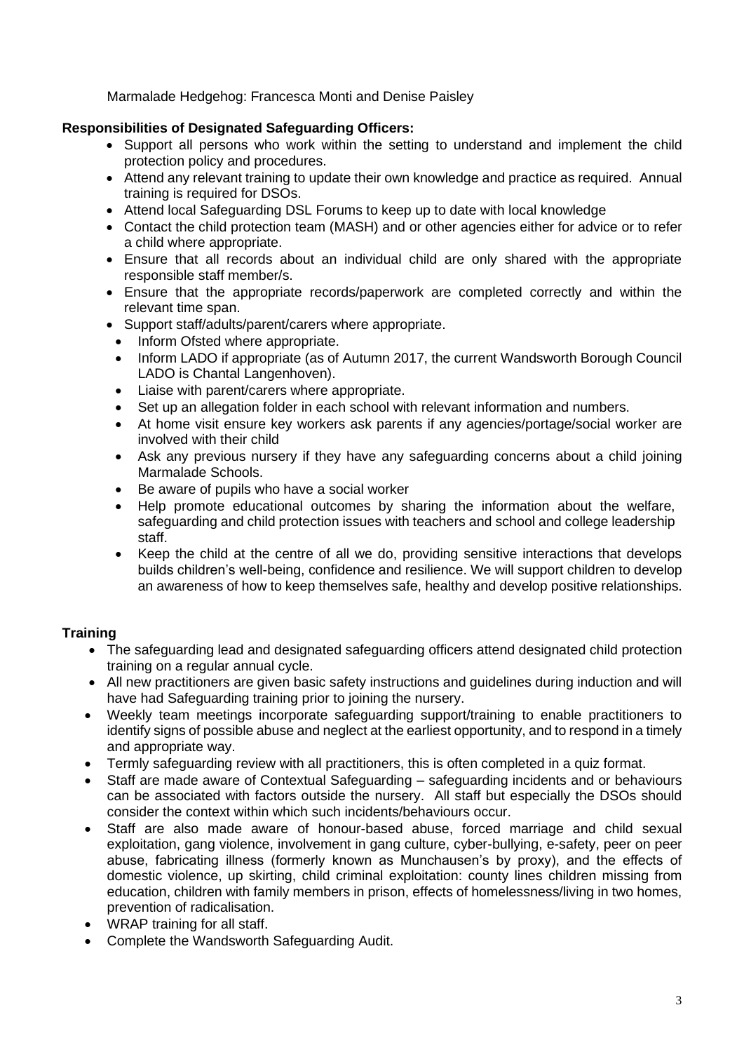Marmalade Hedgehog: Francesca Monti and Denise Paisley

**Responsibilities of Designated Safeguarding Officers:**

- Support all persons who work within the setting to understand and implement the child protection policy and procedures.
- Attend any relevant training to update their own knowledge and practice as required. Annual training is required for DSOs.
- Attend local Safeguarding DSL Forums to keep up to date with local knowledge
- Contact the child protection team (MASH) and or other agencies either for advice or to refer a child where appropriate.
- Ensure that all records about an individual child are only shared with the appropriate responsible staff member/s.
- Ensure that the appropriate records/paperwork are completed correctly and within the relevant time span.
- Support staff/adults/parent/carers where appropriate.
- Inform Ofsted where appropriate.
- Inform LADO if appropriate (as of Autumn 2017, the current Wandsworth Borough Council LADO is Chantal Langenhoven).
- Liaise with parent/carers where appropriate.
- Set up an allegation folder in each school with relevant information and numbers.
- At home visit ensure key workers ask parents if any agencies/portage/social worker are involved with their child
- Ask any previous nursery if they have any safeguarding concerns about a child joining Marmalade Schools.
- Be aware of pupils who have a social worker
- Help promote educational outcomes by sharing the information about the welfare, safeguarding and child protection issues with teachers and school and college leadership staff.
- Keep the child at the centre of all we do, providing sensitive interactions that develops builds children's well-being, confidence and resilience. We will support children to develop an awareness of how to keep themselves safe, healthy and develop positive relationships.

**Training**

- The safeguarding lead and designated safeguarding officers attend designated child protection training on a regular annual cycle.
- All new practitioners are given basic safety instructions and guidelines during induction and will have had Safeguarding training prior to joining the nursery.
- Weekly team meetings incorporate safeguarding support/training to enable practitioners to identify signs of possible abuse and neglect at the earliest opportunity, and to respond in a timely and appropriate way.
- Termly safeguarding review with all practitioners, this is often completed in a quiz format.
- Staff are made aware of Contextual Safeguarding – safeguarding incidents and or behaviours can be associated with factors outside the nursery. All staff but especially the DSOs should consider the context within which such incidents/behaviours occur.
- Staff are also made aware of honour-based abuse, forced marriage and child sexual exploitation, gang violence, involvement in gang culture, cyber-bullying, e-safety, peer on peer abuse, fabricating illness (formerly known as Munchausen's by proxy), and the effects of domestic violence, up skirting, child criminal exploitation: county lines children missing from education, children with family members in prison, effects of homelessness/living in two homes, prevention of radicalisation.
- WRAP training for all staff.
- Complete the Wandsworth Safeguarding Audit.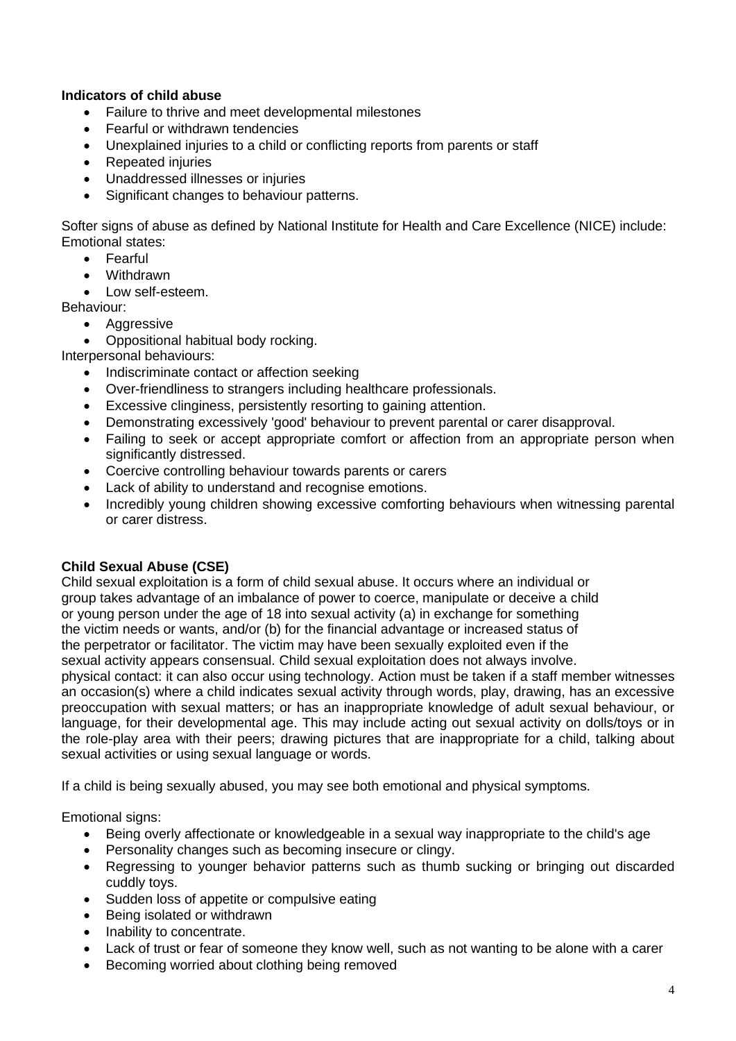**Indicators of child abuse**

- Failure to thrive and meet developmental milestones
- Fearful or withdrawn tendencies
- Unexplained injuries to a child or conflicting reports from parents or staff
- Repeated injuries
- Unaddressed illnesses or injuries
- Significant changes to behaviour patterns.

Softer signs of abuse as defined by National Institute for Health and Care Excellence (NICE) include:
Emotional states:

- Fearful
- Withdrawn
- Low self-esteem.

Behaviour:

- Aggressive
- Oppositional habitual body rocking.

Interpersonal behaviours:

- Indiscriminate contact or affection seeking
- Over-friendliness to strangers including healthcare professionals.
- Excessive clinginess, persistently resorting to gaining attention.
- Demonstrating excessively 'good' behaviour to prevent parental or carer disapproval.
- Failing to seek or accept appropriate comfort or affection from an appropriate person when significantly distressed.
- Coercive controlling behaviour towards parents or carers
- Lack of ability to understand and recognise emotions.
- Incredibly young children showing excessive comforting behaviours when witnessing parental or carer distress.

**Child Sexual Abuse (CSE)**

Child sexual exploitation is a form of child sexual abuse. It occurs where an individual or group takes advantage of an imbalance of power to coerce, manipulate or deceive a child or young person under the age of 18 into sexual activity (a) in exchange for something the victim needs or wants, and/or (b) for the financial advantage or increased status of the perpetrator or facilitator. The victim may have been sexually exploited even if the sexual activity appears consensual. Child sexual exploitation does not always involve. physical contact: it can also occur using technology. Action must be taken if a staff member witnesses an occasion(s) where a child indicates sexual activity through words, play, drawing, has an excessive preoccupation with sexual matters; or has an inappropriate knowledge of adult sexual behaviour, or language, for their developmental age. This may include acting out sexual activity on dolls/toys or in the role-play area with their peers; drawing pictures that are inappropriate for a child, talking about sexual activities or using sexual language or words.

If a child is being sexually abused, you may see both emotional and physical symptoms.

Emotional signs:

- Being overly affectionate or knowledgeable in a sexual way inappropriate to the child's age
- Personality changes such as becoming insecure or clingy.
- Regressing to younger behavior patterns such as thumb sucking or bringing out discarded cuddly toys.
- Sudden loss of appetite or compulsive eating
- Being isolated or withdrawn
- Inability to concentrate.
- Lack of trust or fear of someone they know well, such as not wanting to be alone with a carer
- Becoming worried about clothing being removed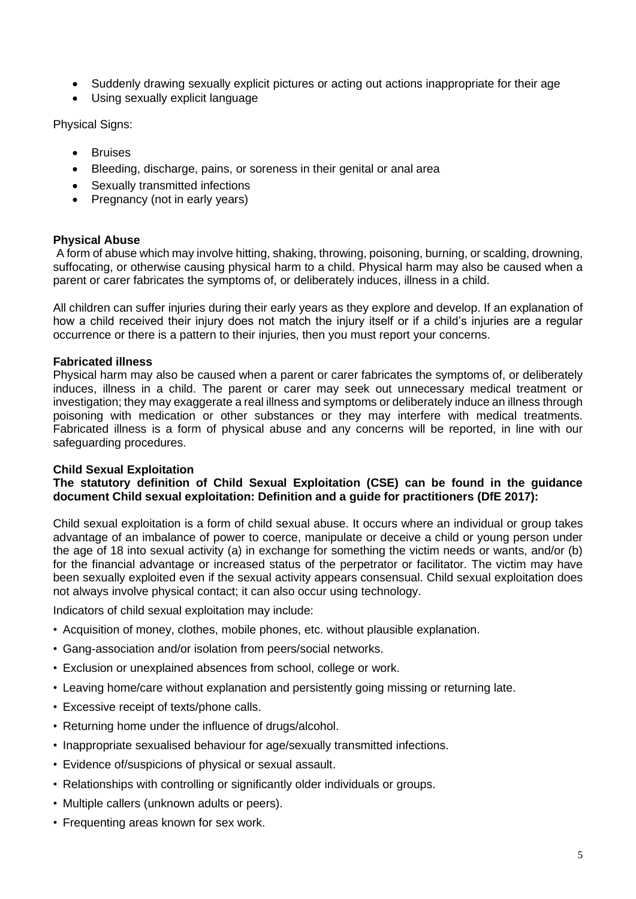- Suddenly drawing sexually explicit pictures or acting out actions inappropriate for their age
- Using sexually explicit language

Physical Signs:

- Bruises
- Bleeding, discharge, pains, or soreness in their genital or anal area
- Sexually transmitted infections
- Pregnancy (not in early years)

**Physical Abuse**

A form of abuse which may involve hitting, shaking, throwing, poisoning, burning, or scalding, drowning, suffocating, or otherwise causing physical harm to a child. Physical harm may also be caused when a parent or carer fabricates the symptoms of, or deliberately induces, illness in a child.

All children can suffer injuries during their early years as they explore and develop. If an explanation of how a child received their injury does not match the injury itself or if a child's injuries are a regular occurrence or there is a pattern to their injuries, then you must report your concerns.

**Fabricated illness**

Physical harm may also be caused when a parent or carer fabricates the symptoms of, or deliberately induces, illness in a child. The parent or carer may seek out unnecessary medical treatment or investigation; they may exaggerate a real illness and symptoms or deliberately induce an illness through poisoning with medication or other substances or they may interfere with medical treatments. Fabricated illness is a form of physical abuse and any concerns will be reported, in line with our safeguarding procedures.

**Child Sexual Exploitation**

**The statutory definition of Child Sexual Exploitation (CSE) can be found in the guidance document Child sexual exploitation: Definition and a guide for practitioners (DfE 2017):**

Child sexual exploitation is a form of child sexual abuse. It occurs where an individual or group takes advantage of an imbalance of power to coerce, manipulate or deceive a child or young person under the age of 18 into sexual activity (a) in exchange for something the victim needs or wants, and/or (b) for the financial advantage or increased status of the perpetrator or facilitator. The victim may have been sexually exploited even if the sexual activity appears consensual. Child sexual exploitation does not always involve physical contact; it can also occur using technology.

Indicators of child sexual exploitation may include:

- Acquisition of money, clothes, mobile phones, etc. without plausible explanation.
- Gang-association and/or isolation from peers/social networks.
- Exclusion or unexplained absences from school, college or work.
- Leaving home/care without explanation and persistently going missing or returning late.
- Excessive receipt of texts/phone calls.
- Returning home under the influence of drugs/alcohol.
- Inappropriate sexualised behaviour for age/sexually transmitted infections.
- Evidence of/suspicions of physical or sexual assault.
- Relationships with controlling or significantly older individuals or groups.
- Multiple callers (unknown adults or peers).
- Frequenting areas known for sex work.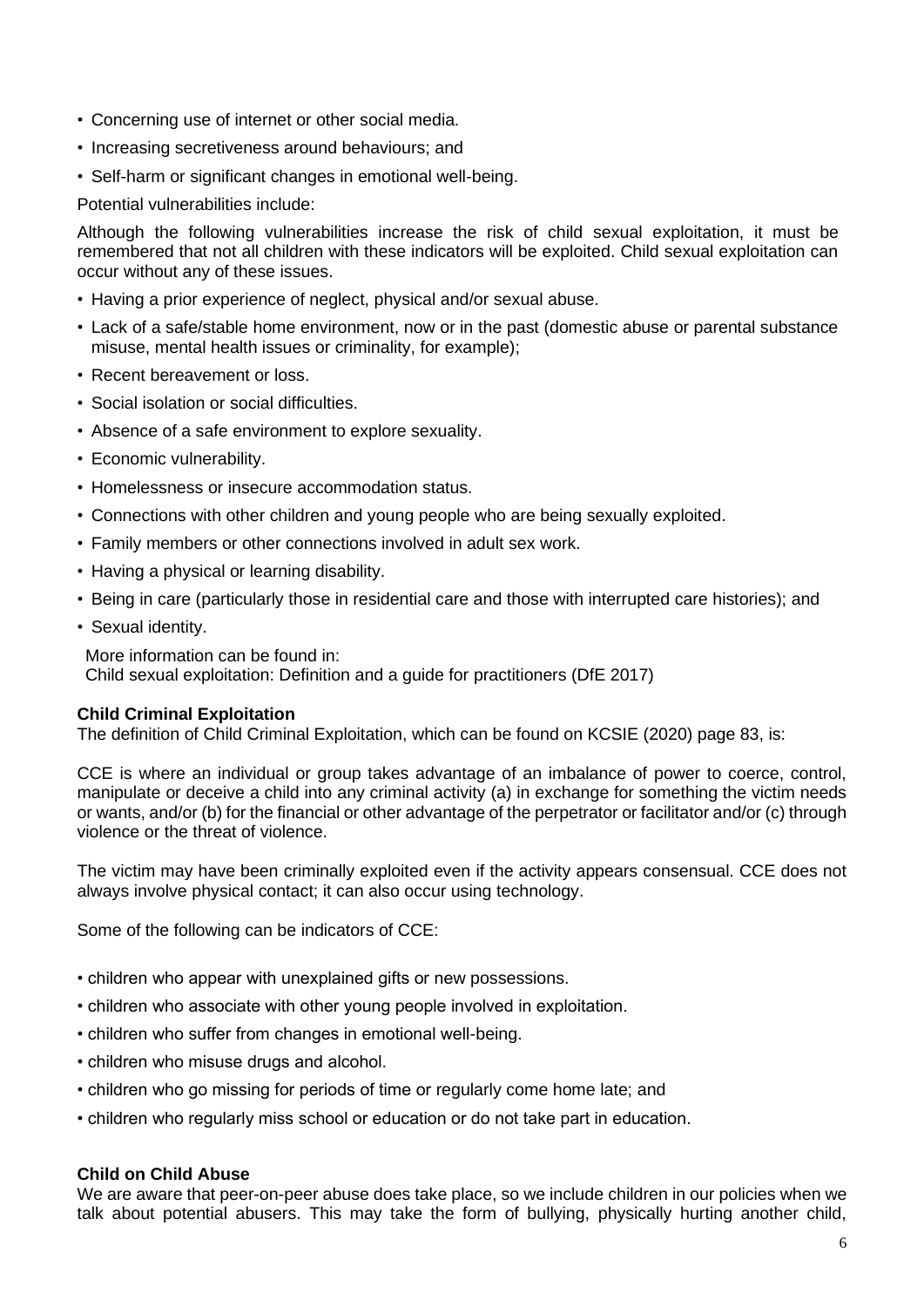- Concerning use of internet or other social media.
- Increasing secretiveness around behaviours; and
- Self-harm or significant changes in emotional well-being.

Potential vulnerabilities include:

Although the following vulnerabilities increase the risk of child sexual exploitation, it must be remembered that not all children with these indicators will be exploited. Child sexual exploitation can occur without any of these issues.

- Having a prior experience of neglect, physical and/or sexual abuse.
- Lack of a safe/stable home environment, now or in the past (domestic abuse or parental substance misuse, mental health issues or criminality, for example);
- Recent bereavement or loss.
- Social isolation or social difficulties.
- Absence of a safe environment to explore sexuality.
- Economic vulnerability.
- Homelessness or insecure accommodation status.
- Connections with other children and young people who are being sexually exploited.
- Family members or other connections involved in adult sex work.
- Having a physical or learning disability.
- Being in care (particularly those in residential care and those with interrupted care histories); and
- Sexual identity.

More information can be found in:
Child sexual exploitation: Definition and a guide for practitioners (DfE 2017)

**Child Criminal Exploitation**

The definition of Child Criminal Exploitation, which can be found on KCSIE (2020) page 83, is:

CCE is where an individual or group takes advantage of an imbalance of power to coerce, control, manipulate or deceive a child into any criminal activity (a) in exchange for something the victim needs or wants, and/or (b) for the financial or other advantage of the perpetrator or facilitator and/or (c) through violence or the threat of violence.

The victim may have been criminally exploited even if the activity appears consensual. CCE does not always involve physical contact; it can also occur using technology.

Some of the following can be indicators of CCE:

- children who appear with unexplained gifts or new possessions.
- children who associate with other young people involved in exploitation.
- children who suffer from changes in emotional well-being.
- children who misuse drugs and alcohol.
- children who go missing for periods of time or regularly come home late; and
- children who regularly miss school or education or do not take part in education.

**Child on Child Abuse**

We are aware that peer-on-peer abuse does take place, so we include children in our policies when we talk about potential abusers. This may take the form of bullying, physically hurting another child,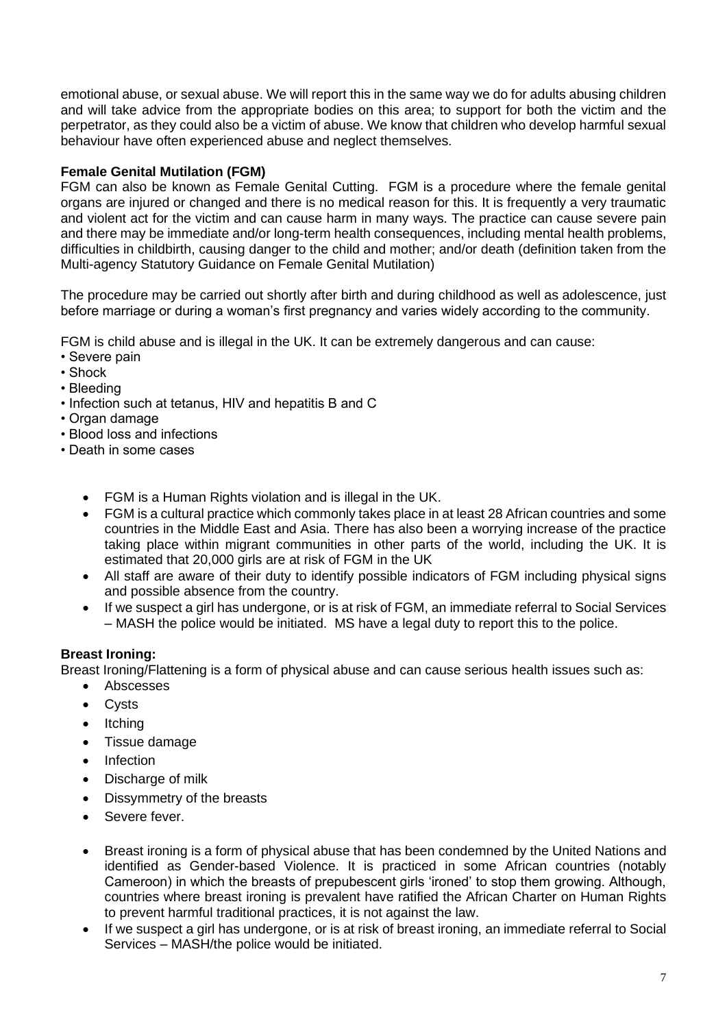emotional abuse, or sexual abuse. We will report this in the same way we do for adults abusing children and will take advice from the appropriate bodies on this area; to support for both the victim and the perpetrator, as they could also be a victim of abuse. We know that children who develop harmful sexual behaviour have often experienced abuse and neglect themselves.

**Female Genital Mutilation (FGM)**

FGM can also be known as Female Genital Cutting. FGM is a procedure where the female genital organs are injured or changed and there is no medical reason for this. It is frequently a very traumatic and violent act for the victim and can cause harm in many ways. The practice can cause severe pain and there may be immediate and/or long-term health consequences, including mental health problems, difficulties in childbirth, causing danger to the child and mother; and/or death (definition taken from the Multi-agency Statutory Guidance on Female Genital Mutilation)

The procedure may be carried out shortly after birth and during childhood as well as adolescence, just before marriage or during a woman's first pregnancy and varies widely according to the community.

FGM is child abuse and is illegal in the UK. It can be extremely dangerous and can cause:

- Severe pain
- Shock
- Bleeding
- Infection such at tetanus, HIV and hepatitis B and C
- Organ damage
- Blood loss and infections
- Death in some cases

- FGM is a Human Rights violation and is illegal in the UK.
- FGM is a cultural practice which commonly takes place in at least 28 African countries and some countries in the Middle East and Asia. There has also been a worrying increase of the practice taking place within migrant communities in other parts of the world, including the UK. It is estimated that 20,000 girls are at risk of FGM in the UK
- All staff are aware of their duty to identify possible indicators of FGM including physical signs and possible absence from the country.
- If we suspect a girl has undergone, or is at risk of FGM, an immediate referral to Social Services – MASH the police would be initiated. MS have a legal duty to report this to the police.

**Breast Ironing:**

Breast Ironing/Flattening is a form of physical abuse and can cause serious health issues such as:

- Abscesses
- Cysts
- Itching
- Tissue damage
- Infection
- Discharge of milk
- Dissymmetry of the breasts
- Severe fever.

- Breast ironing is a form of physical abuse that has been condemned by the United Nations and identified as Gender-based Violence. It is practiced in some African countries (notably Cameroon) in which the breasts of prepubescent girls 'ironed' to stop them growing. Although, countries where breast ironing is prevalent have ratified the African Charter on Human Rights to prevent harmful traditional practices, it is not against the law.
- If we suspect a girl has undergone, or is at risk of breast ironing, an immediate referral to Social Services – MASH/the police would be initiated.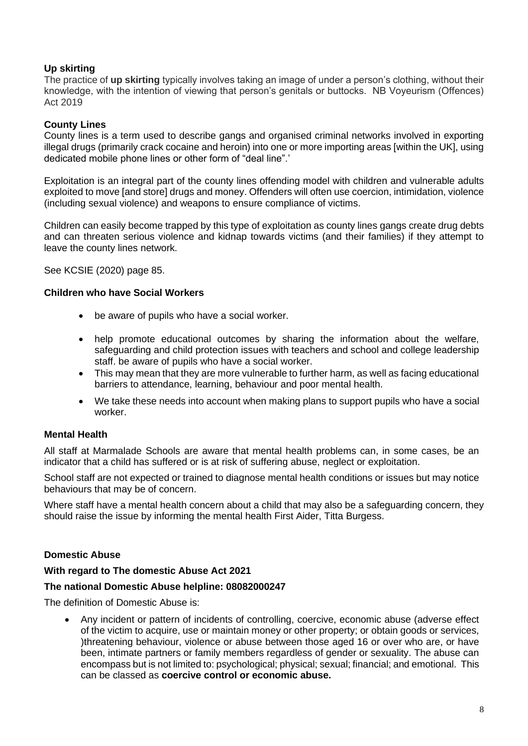**Up skirting**

The practice of **up skirting** typically involves taking an image of under a person's clothing, without their knowledge, with the intention of viewing that person's genitals or buttocks. NB Voyeurism (Offences) Act 2019

**County Lines**

County lines is a term used to describe gangs and organised criminal networks involved in exporting illegal drugs (primarily crack cocaine and heroin) into one or more importing areas [within the UK], using dedicated mobile phone lines or other form of "deal line".'

Exploitation is an integral part of the county lines offending model with children and vulnerable adults exploited to move [and store] drugs and money. Offenders will often use coercion, intimidation, violence (including sexual violence) and weapons to ensure compliance of victims.

Children can easily become trapped by this type of exploitation as county lines gangs create drug debts and can threaten serious violence and kidnap towards victims (and their families) if they attempt to leave the county lines network.

See KCSIE (2020) page 85.

**Children who have Social Workers**

- be aware of pupils who have a social worker.
- help promote educational outcomes by sharing the information about the welfare, safeguarding and child protection issues with teachers and school and college leadership staff. be aware of pupils who have a social worker.
- This may mean that they are more vulnerable to further harm, as well as facing educational barriers to attendance, learning, behaviour and poor mental health.
- We take these needs into account when making plans to support pupils who have a social worker.

**Mental Health**

All staff at Marmalade Schools are aware that mental health problems can, in some cases, be an indicator that a child has suffered or is at risk of suffering abuse, neglect or exploitation.

School staff are not expected or trained to diagnose mental health conditions or issues but may notice behaviours that may be of concern.

Where staff have a mental health concern about a child that may also be a safeguarding concern, they should raise the issue by informing the mental health First Aider, Titta Burgess.

**Domestic Abuse**

**With regard to The domestic Abuse Act 2021**

**The national Domestic Abuse helpline: 08082000247**

The definition of Domestic Abuse is:

- Any incident or pattern of incidents of controlling, coercive, economic abuse (adverse effect of the victim to acquire, use or maintain money or other property; or obtain goods or services, )threatening behaviour, violence or abuse between those aged 16 or over who are, or have been, intimate partners or family members regardless of gender or sexuality. The abuse can encompass but is not limited to: psychological; physical; sexual; financial; and emotional. This can be classed as **coercive control or economic abuse.**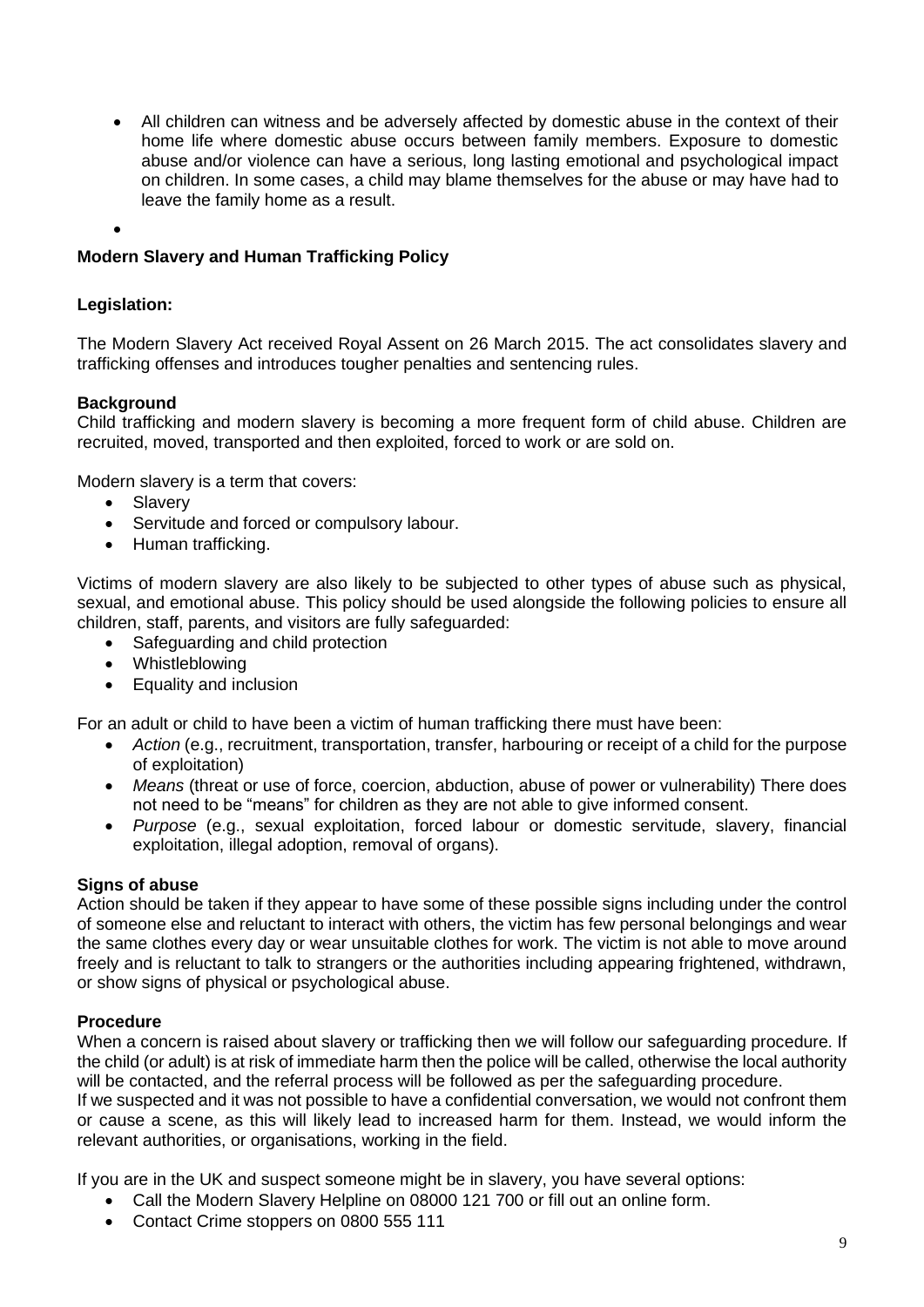- All children can witness and be adversely affected by domestic abuse in the context of their home life where domestic abuse occurs between family members. Exposure to domestic abuse and/or violence can have a serious, long lasting emotional and psychological impact on children. In some cases, a child may blame themselves for the abuse or may have had to leave the family home as a result.
- 

## Modern Slavery and Human Trafficking Policy

### Legislation:

The Modern Slavery Act received Royal Assent on 26 March 2015. The act consolidates slavery and trafficking offenses and introduces tougher penalties and sentencing rules.

### Background

Child trafficking and modern slavery is becoming a more frequent form of child abuse. Children are recruited, moved, transported and then exploited, forced to work or are sold on.

Modern slavery is a term that covers:

- Slavery
- Servitude and forced or compulsory labour.
- Human trafficking.

Victims of modern slavery are also likely to be subjected to other types of abuse such as physical, sexual, and emotional abuse. This policy should be used alongside the following policies to ensure all children, staff, parents, and visitors are fully safeguarded:

- Safeguarding and child protection
- Whistleblowing
- Equality and inclusion

For an adult or child to have been a victim of human trafficking there must have been:

- *Action* (e.g., recruitment, transportation, transfer, harbouring or receipt of a child for the purpose of exploitation)
- *Means* (threat or use of force, coercion, abduction, abuse of power or vulnerability) There does not need to be "means" for children as they are not able to give informed consent.
- *Purpose* (e.g., sexual exploitation, forced labour or domestic servitude, slavery, financial exploitation, illegal adoption, removal of organs).

### Signs of abuse

Action should be taken if they appear to have some of these possible signs including under the control of someone else and reluctant to interact with others, the victim has few personal belongings and wear the same clothes every day or wear unsuitable clothes for work. The victim is not able to move around freely and is reluctant to talk to strangers or the authorities including appearing frightened, withdrawn, or show signs of physical or psychological abuse.

### Procedure

When a concern is raised about slavery or trafficking then we will follow our safeguarding procedure. If the child (or adult) is at risk of immediate harm then the police will be called, otherwise the local authority will be contacted, and the referral process will be followed as per the safeguarding procedure.
If we suspected and it was not possible to have a confidential conversation, we would not confront them or cause a scene, as this will likely lead to increased harm for them. Instead, we would inform the relevant authorities, or organisations, working in the field.

If you are in the UK and suspect someone might be in slavery, you have several options:

- Call the Modern Slavery Helpline on 08000 121 700 or fill out an online form.
- Contact Crime stoppers on 0800 555 111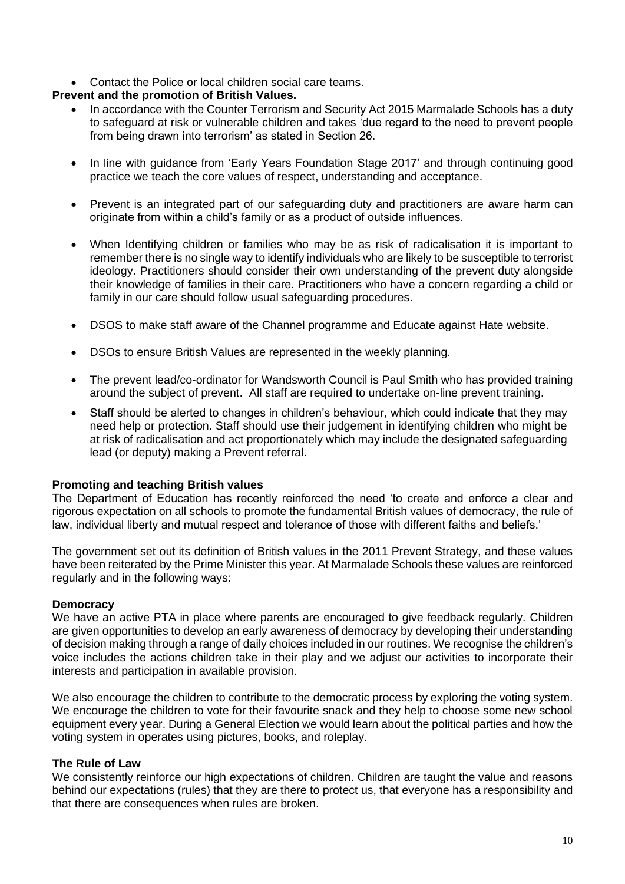- Contact the Police or local children social care teams.

**Prevent and the promotion of British Values.**

- In accordance with the Counter Terrorism and Security Act 2015 Marmalade Schools has a duty to safeguard at risk or vulnerable children and takes 'due regard to the need to prevent people from being drawn into terrorism' as stated in Section 26.
- In line with guidance from 'Early Years Foundation Stage 2017' and through continuing good practice we teach the core values of respect, understanding and acceptance.
- Prevent is an integrated part of our safeguarding duty and practitioners are aware harm can originate from within a child's family or as a product of outside influences.
- When Identifying children or families who may be as risk of radicalisation it is important to remember there is no single way to identify individuals who are likely to be susceptible to terrorist ideology. Practitioners should consider their own understanding of the prevent duty alongside their knowledge of families in their care. Practitioners who have a concern regarding a child or family in our care should follow usual safeguarding procedures.
- DSOS to make staff aware of the Channel programme and Educate against Hate website.
- DSOs to ensure British Values are represented in the weekly planning.
- The prevent lead/co-ordinator for Wandsworth Council is Paul Smith who has provided training around the subject of prevent. All staff are required to undertake on-line prevent training.
- Staff should be alerted to changes in children's behaviour, which could indicate that they may need help or protection. Staff should use their judgement in identifying children who might be at risk of radicalisation and act proportionately which may include the designated safeguarding lead (or deputy) making a Prevent referral.

**Promoting and teaching British values**

The Department of Education has recently reinforced the need 'to create and enforce a clear and rigorous expectation on all schools to promote the fundamental British values of democracy, the rule of law, individual liberty and mutual respect and tolerance of those with different faiths and beliefs.'

The government set out its definition of British values in the 2011 Prevent Strategy, and these values have been reiterated by the Prime Minister this year. At Marmalade Schools these values are reinforced regularly and in the following ways:

**Democracy**

We have an active PTA in place where parents are encouraged to give feedback regularly. Children are given opportunities to develop an early awareness of democracy by developing their understanding of decision making through a range of daily choices included in our routines. We recognise the children's voice includes the actions children take in their play and we adjust our activities to incorporate their interests and participation in available provision.

We also encourage the children to contribute to the democratic process by exploring the voting system. We encourage the children to vote for their favourite snack and they help to choose some new school equipment every year. During a General Election we would learn about the political parties and how the voting system in operates using pictures, books, and roleplay.

**The Rule of Law**

We consistently reinforce our high expectations of children. Children are taught the value and reasons behind our expectations (rules) that they are there to protect us, that everyone has a responsibility and that there are consequences when rules are broken.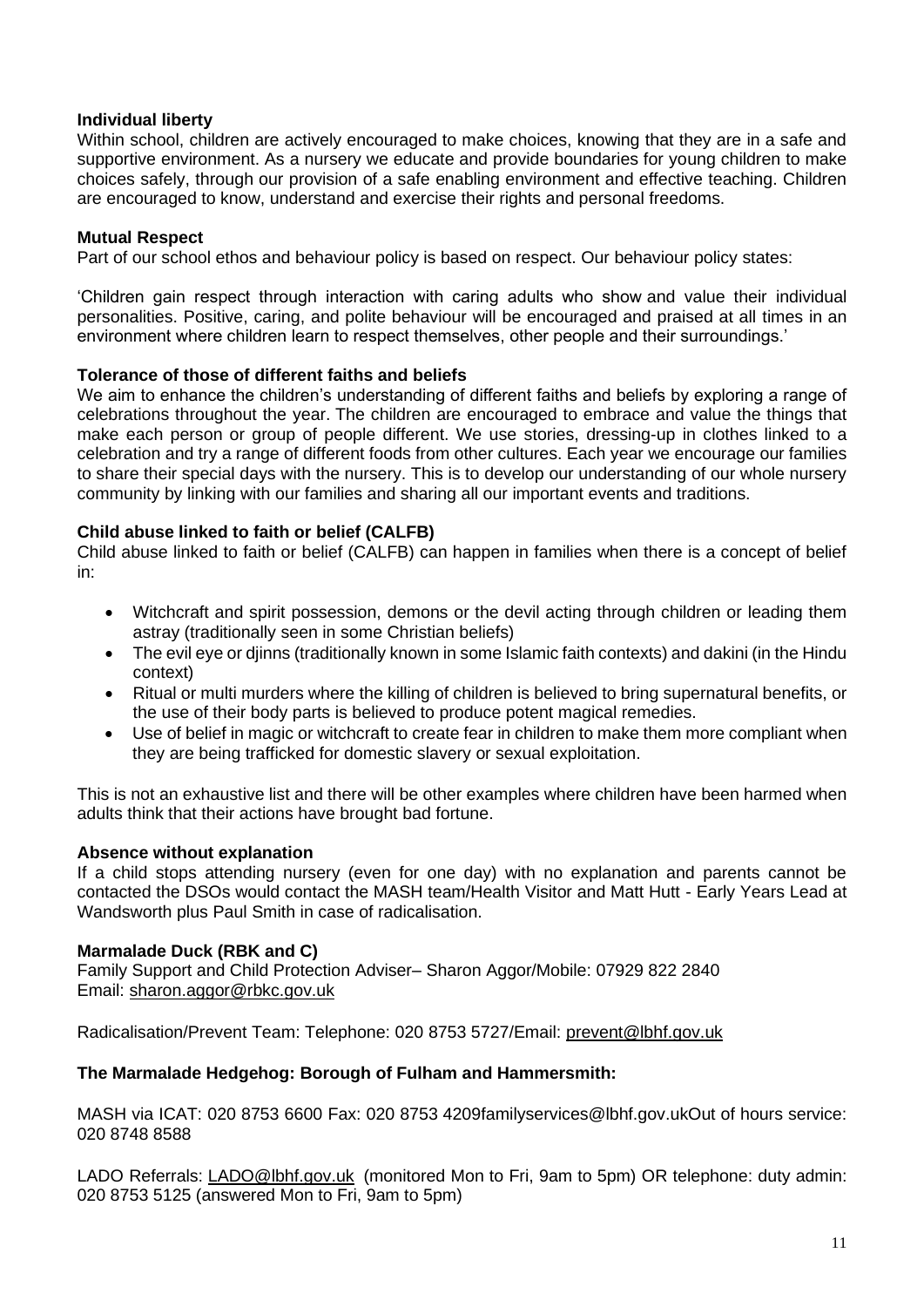**Individual liberty**

Within school, children are actively encouraged to make choices, knowing that they are in a safe and supportive environment. As a nursery we educate and provide boundaries for young children to make choices safely, through our provision of a safe enabling environment and effective teaching. Children are encouraged to know, understand and exercise their rights and personal freedoms.

**Mutual Respect**

Part of our school ethos and behaviour policy is based on respect. Our behaviour policy states:

'Children gain respect through interaction with caring adults who show and value their individual personalities. Positive, caring, and polite behaviour will be encouraged and praised at all times in an environment where children learn to respect themselves, other people and their surroundings.'

**Tolerance of those of different faiths and beliefs**

We aim to enhance the children's understanding of different faiths and beliefs by exploring a range of celebrations throughout the year. The children are encouraged to embrace and value the things that make each person or group of people different. We use stories, dressing-up in clothes linked to a celebration and try a range of different foods from other cultures. Each year we encourage our families to share their special days with the nursery. This is to develop our understanding of our whole nursery community by linking with our families and sharing all our important events and traditions.

**Child abuse linked to faith or belief (CALFB)**

Child abuse linked to faith or belief (CALFB) can happen in families when there is a concept of belief in:

- Witchcraft and spirit possession, demons or the devil acting through children or leading them astray (traditionally seen in some Christian beliefs)
- The evil eye or djinns (traditionally known in some Islamic faith contexts) and dakini (in the Hindu context)
- Ritual or multi murders where the killing of children is believed to bring supernatural benefits, or the use of their body parts is believed to produce potent magical remedies.
- Use of belief in magic or witchcraft to create fear in children to make them more compliant when they are being trafficked for domestic slavery or sexual exploitation.

This is not an exhaustive list and there will be other examples where children have been harmed when adults think that their actions have brought bad fortune.

**Absence without explanation**

If a child stops attending nursery (even for one day) with no explanation and parents cannot be contacted the DSOs would contact the MASH team/Health Visitor and Matt Hutt - Early Years Lead at Wandsworth plus Paul Smith in case of radicalisation.

**Marmalade Duck (RBK and C)**

Family Support and Child Protection Adviser– Sharon Aggor/Mobile: 07929 822 2840
Email: sharon.aggor@rbkc.gov.uk

Radicalisation/Prevent Team: Telephone: 020 8753 5727/Email: prevent@lbhf.gov.uk

**The Marmalade Hedgehog: Borough of Fulham and Hammersmith:**

MASH via ICAT: 020 8753 6600 Fax: 020 8753 4209familyservices@lbhf.gov.ukOut of hours service: 020 8748 8588

LADO Referrals: LADO@lbhf.gov.uk (monitored Mon to Fri, 9am to 5pm) OR telephone: duty admin: 020 8753 5125 (answered Mon to Fri, 9am to 5pm)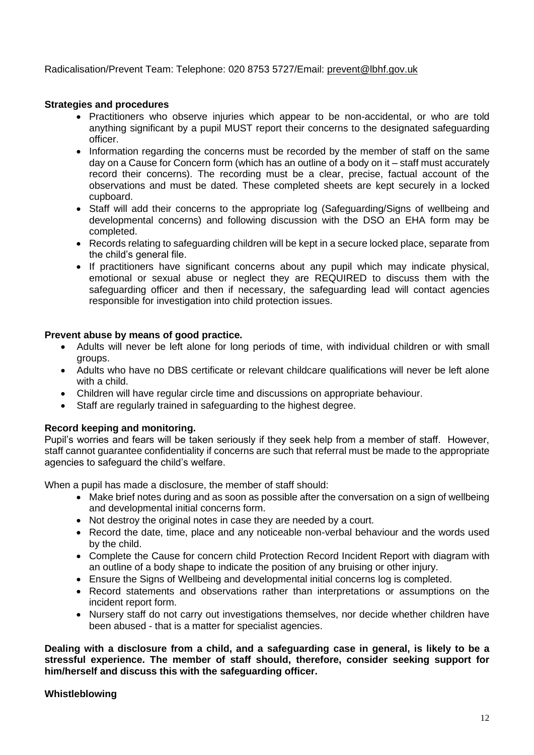Radicalisation/Prevent Team: Telephone: 020 8753 5727/Email: prevent@lbhf.gov.uk

**Strategies and procedures**

- Practitioners who observe injuries which appear to be non-accidental, or who are told anything significant by a pupil MUST report their concerns to the designated safeguarding officer.
- Information regarding the concerns must be recorded by the member of staff on the same day on a Cause for Concern form (which has an outline of a body on it – staff must accurately record their concerns). The recording must be a clear, precise, factual account of the observations and must be dated. These completed sheets are kept securely in a locked cupboard.
- Staff will add their concerns to the appropriate log (Safeguarding/Signs of wellbeing and developmental concerns) and following discussion with the DSO an EHA form may be completed.
- Records relating to safeguarding children will be kept in a secure locked place, separate from the child's general file.
- If practitioners have significant concerns about any pupil which may indicate physical, emotional or sexual abuse or neglect they are REQUIRED to discuss them with the safeguarding officer and then if necessary, the safeguarding lead will contact agencies responsible for investigation into child protection issues.

**Prevent abuse by means of good practice.**

- Adults will never be left alone for long periods of time, with individual children or with small groups.
- Adults who have no DBS certificate or relevant childcare qualifications will never be left alone with a child.
- Children will have regular circle time and discussions on appropriate behaviour.
- Staff are regularly trained in safeguarding to the highest degree.

**Record keeping and monitoring.**

Pupil's worries and fears will be taken seriously if they seek help from a member of staff. However, staff cannot guarantee confidentiality if concerns are such that referral must be made to the appropriate agencies to safeguard the child's welfare.

When a pupil has made a disclosure, the member of staff should:

- Make brief notes during and as soon as possible after the conversation on a sign of wellbeing and developmental initial concerns form.
- Not destroy the original notes in case they are needed by a court.
- Record the date, time, place and any noticeable non-verbal behaviour and the words used by the child.
- Complete the Cause for concern child Protection Record Incident Report with diagram with an outline of a body shape to indicate the position of any bruising or other injury.
- Ensure the Signs of Wellbeing and developmental initial concerns log is completed.
- Record statements and observations rather than interpretations or assumptions on the incident report form.
- Nursery staff do not carry out investigations themselves, nor decide whether children have been abused - that is a matter for specialist agencies.

**Dealing with a disclosure from a child, and a safeguarding case in general, is likely to be a stressful experience. The member of staff should, therefore, consider seeking support for him/herself and discuss this with the safeguarding officer.**

**Whistleblowing**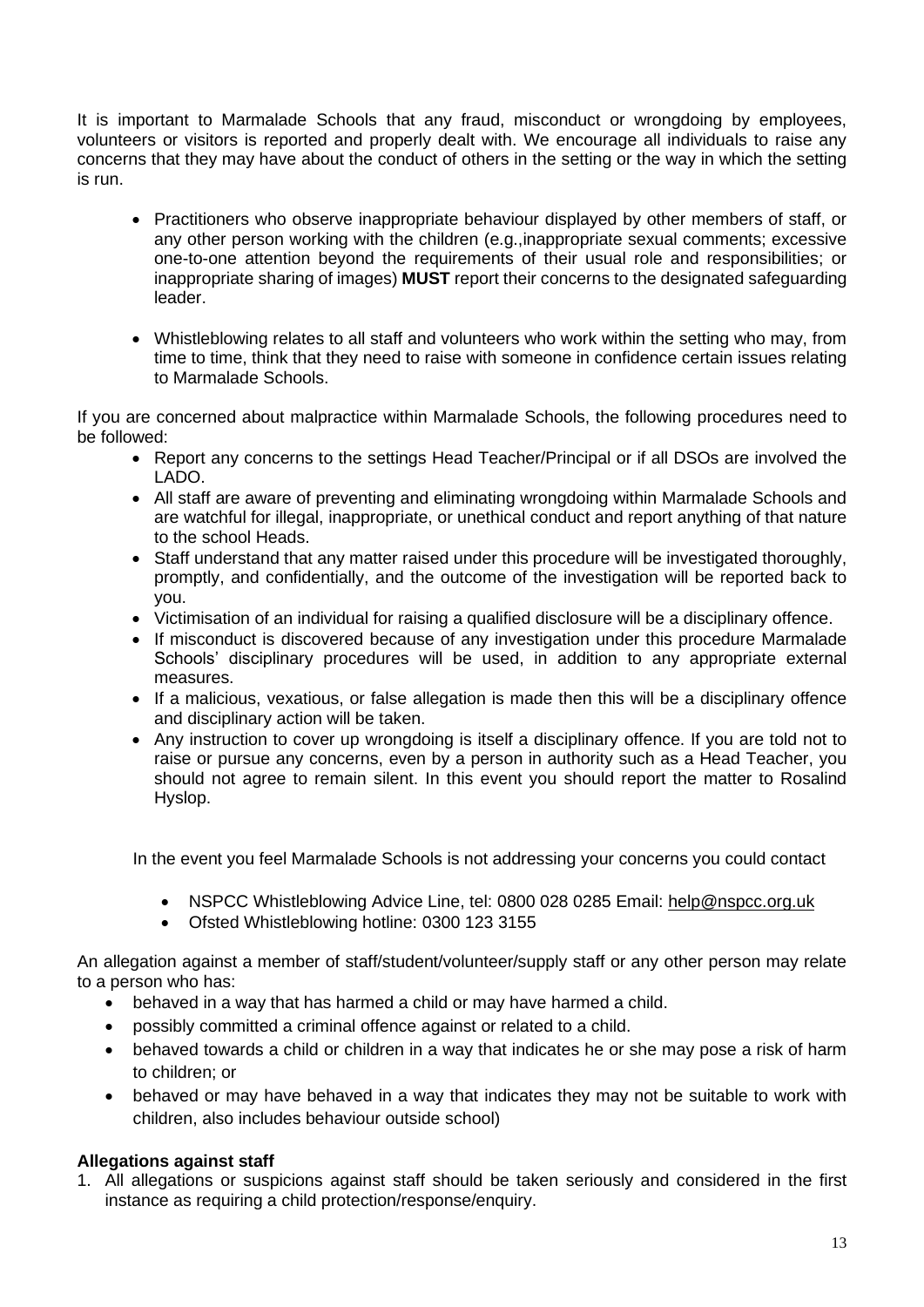It is important to Marmalade Schools that any fraud, misconduct or wrongdoing by employees, volunteers or visitors is reported and properly dealt with. We encourage all individuals to raise any concerns that they may have about the conduct of others in the setting or the way in which the setting is run.

- Practitioners who observe inappropriate behaviour displayed by other members of staff, or any other person working with the children (e.g.,inappropriate sexual comments; excessive one-to-one attention beyond the requirements of their usual role and responsibilities; or inappropriate sharing of images) **MUST** report their concerns to the designated safeguarding leader.
- Whistleblowing relates to all staff and volunteers who work within the setting who may, from time to time, think that they need to raise with someone in confidence certain issues relating to Marmalade Schools.

If you are concerned about malpractice within Marmalade Schools, the following procedures need to be followed:

- Report any concerns to the settings Head Teacher/Principal or if all DSOs are involved the LADO.
- All staff are aware of preventing and eliminating wrongdoing within Marmalade Schools and are watchful for illegal, inappropriate, or unethical conduct and report anything of that nature to the school Heads.
- Staff understand that any matter raised under this procedure will be investigated thoroughly, promptly, and confidentially, and the outcome of the investigation will be reported back to you.
- Victimisation of an individual for raising a qualified disclosure will be a disciplinary offence.
- If misconduct is discovered because of any investigation under this procedure Marmalade Schools' disciplinary procedures will be used, in addition to any appropriate external measures.
- If a malicious, vexatious, or false allegation is made then this will be a disciplinary offence and disciplinary action will be taken.
- Any instruction to cover up wrongdoing is itself a disciplinary offence. If you are told not to raise or pursue any concerns, even by a person in authority such as a Head Teacher, you should not agree to remain silent. In this event you should report the matter to Rosalind Hyslop.

In the event you feel Marmalade Schools is not addressing your concerns you could contact

- NSPCC Whistleblowing Advice Line, tel: 0800 028 0285 Email: help@nspcc.org.uk
- Ofsted Whistleblowing hotline: 0300 123 3155

An allegation against a member of staff/student/volunteer/supply staff or any other person may relate to a person who has:

- behaved in a way that has harmed a child or may have harmed a child.
- possibly committed a criminal offence against or related to a child.
- behaved towards a child or children in a way that indicates he or she may pose a risk of harm to children; or
- behaved or may have behaved in a way that indicates they may not be suitable to work with children, also includes behaviour outside school)

**Allegations against staff**

1. All allegations or suspicions against staff should be taken seriously and considered in the first instance as requiring a child protection/response/enquiry.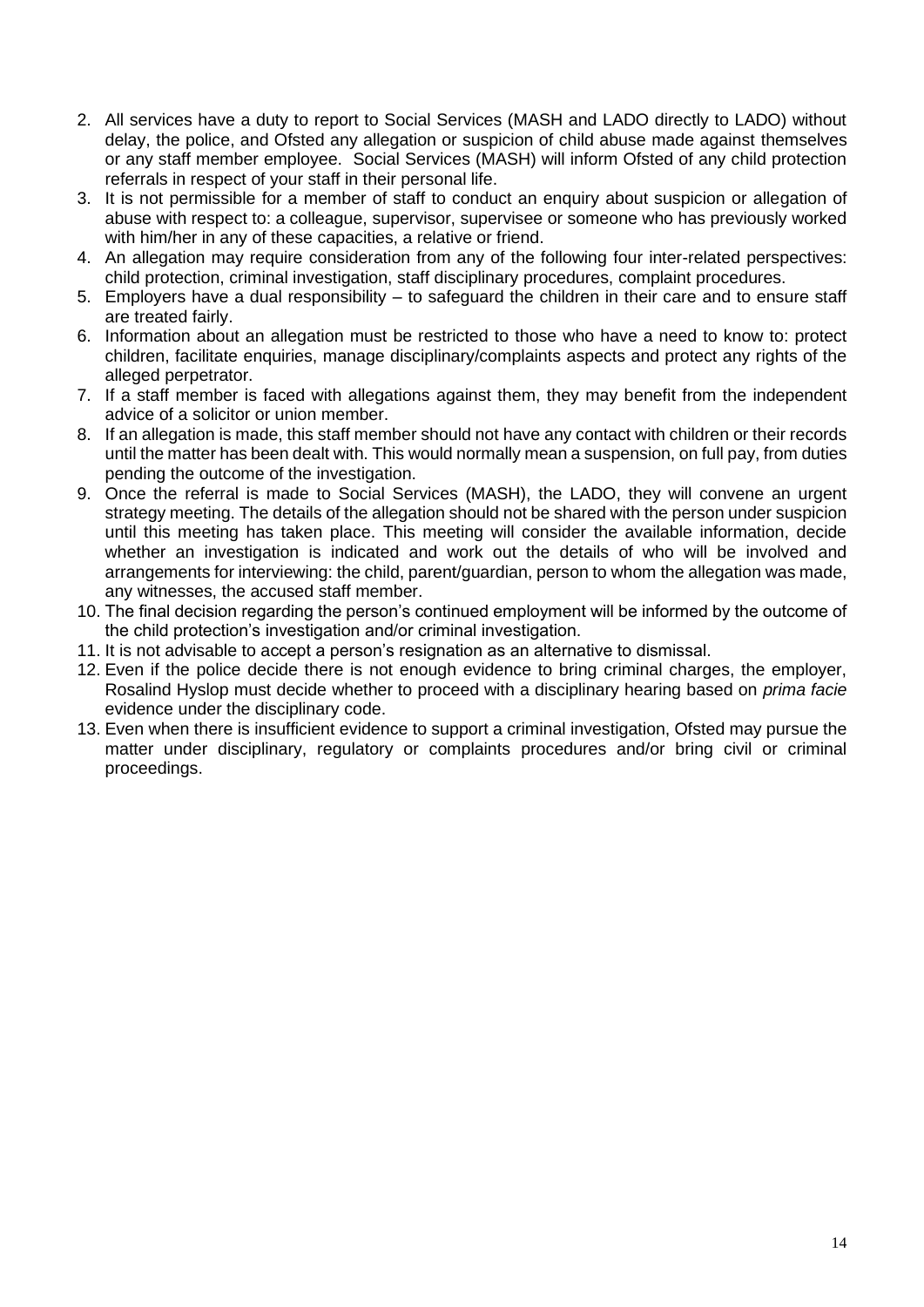2. All services have a duty to report to Social Services (MASH and LADO directly to LADO) without delay, the police, and Ofsted any allegation or suspicion of child abuse made against themselves or any staff member employee. Social Services (MASH) will inform Ofsted of any child protection referrals in respect of your staff in their personal life.
3. It is not permissible for a member of staff to conduct an enquiry about suspicion or allegation of abuse with respect to: a colleague, supervisor, supervisee or someone who has previously worked with him/her in any of these capacities, a relative or friend.
4. An allegation may require consideration from any of the following four inter-related perspectives: child protection, criminal investigation, staff disciplinary procedures, complaint procedures.
5. Employers have a dual responsibility – to safeguard the children in their care and to ensure staff are treated fairly.
6. Information about an allegation must be restricted to those who have a need to know to: protect children, facilitate enquiries, manage disciplinary/complaints aspects and protect any rights of the alleged perpetrator.
7. If a staff member is faced with allegations against them, they may benefit from the independent advice of a solicitor or union member.
8. If an allegation is made, this staff member should not have any contact with children or their records until the matter has been dealt with. This would normally mean a suspension, on full pay, from duties pending the outcome of the investigation.
9. Once the referral is made to Social Services (MASH), the LADO, they will convene an urgent strategy meeting. The details of the allegation should not be shared with the person under suspicion until this meeting has taken place. This meeting will consider the available information, decide whether an investigation is indicated and work out the details of who will be involved and arrangements for interviewing: the child, parent/guardian, person to whom the allegation was made, any witnesses, the accused staff member.
10. The final decision regarding the person's continued employment will be informed by the outcome of the child protection's investigation and/or criminal investigation.
11. It is not advisable to accept a person's resignation as an alternative to dismissal.
12. Even if the police decide there is not enough evidence to bring criminal charges, the employer, Rosalind Hyslop must decide whether to proceed with a disciplinary hearing based on *prima facie* evidence under the disciplinary code.
13. Even when there is insufficient evidence to support a criminal investigation, Ofsted may pursue the matter under disciplinary, regulatory or complaints procedures and/or bring civil or criminal proceedings.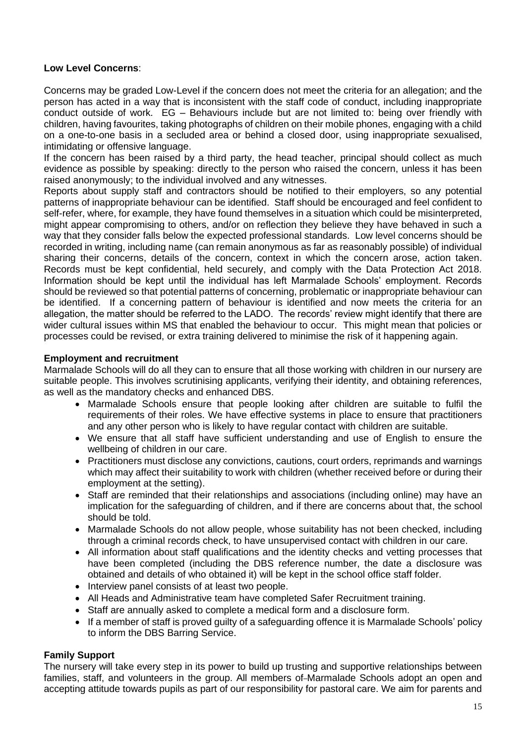**Low Level Concerns**:

Concerns may be graded Low-Level if the concern does not meet the criteria for an allegation; and the person has acted in a way that is inconsistent with the staff code of conduct, including inappropriate conduct outside of work. EG – Behaviours include but are not limited to: being over friendly with children, having favourites, taking photographs of children on their mobile phones, engaging with a child on a one-to-one basis in a secluded area or behind a closed door, using inappropriate sexualised, intimidating or offensive language.

If the concern has been raised by a third party, the head teacher, principal should collect as much evidence as possible by speaking: directly to the person who raised the concern, unless it has been raised anonymously; to the individual involved and any witnesses.

Reports about supply staff and contractors should be notified to their employers, so any potential patterns of inappropriate behaviour can be identified. Staff should be encouraged and feel confident to self-refer, where, for example, they have found themselves in a situation which could be misinterpreted, might appear compromising to others, and/or on reflection they believe they have behaved in such a way that they consider falls below the expected professional standards. Low level concerns should be recorded in writing, including name (can remain anonymous as far as reasonably possible) of individual sharing their concerns, details of the concern, context in which the concern arose, action taken. Records must be kept confidential, held securely, and comply with the Data Protection Act 2018. Information should be kept until the individual has left Marmalade Schools' employment. Records should be reviewed so that potential patterns of concerning, problematic or inappropriate behaviour can be identified. If a concerning pattern of behaviour is identified and now meets the criteria for an allegation, the matter should be referred to the LADO. The records' review might identify that there are wider cultural issues within MS that enabled the behaviour to occur. This might mean that policies or processes could be revised, or extra training delivered to minimise the risk of it happening again.

**Employment and recruitment**

Marmalade Schools will do all they can to ensure that all those working with children in our nursery are suitable people. This involves scrutinising applicants, verifying their identity, and obtaining references, as well as the mandatory checks and enhanced DBS.

- Marmalade Schools ensure that people looking after children are suitable to fulfil the requirements of their roles. We have effective systems in place to ensure that practitioners and any other person who is likely to have regular contact with children are suitable.
- We ensure that all staff have sufficient understanding and use of English to ensure the wellbeing of children in our care.
- Practitioners must disclose any convictions, cautions, court orders, reprimands and warnings which may affect their suitability to work with children (whether received before or during their employment at the setting).
- Staff are reminded that their relationships and associations (including online) may have an implication for the safeguarding of children, and if there are concerns about that, the school should be told.
- Marmalade Schools do not allow people, whose suitability has not been checked, including through a criminal records check, to have unsupervised contact with children in our care.
- All information about staff qualifications and the identity checks and vetting processes that have been completed (including the DBS reference number, the date a disclosure was obtained and details of who obtained it) will be kept in the school office staff folder.
- Interview panel consists of at least two people.
- All Heads and Administrative team have completed Safer Recruitment training.
- Staff are annually asked to complete a medical form and a disclosure form.
- If a member of staff is proved guilty of a safeguarding offence it is Marmalade Schools' policy to inform the DBS Barring Service.

**Family Support**

The nursery will take every step in its power to build up trusting and supportive relationships between families, staff, and volunteers in the group. All members of Marmalade Schools adopt an open and accepting attitude towards pupils as part of our responsibility for pastoral care. We aim for parents and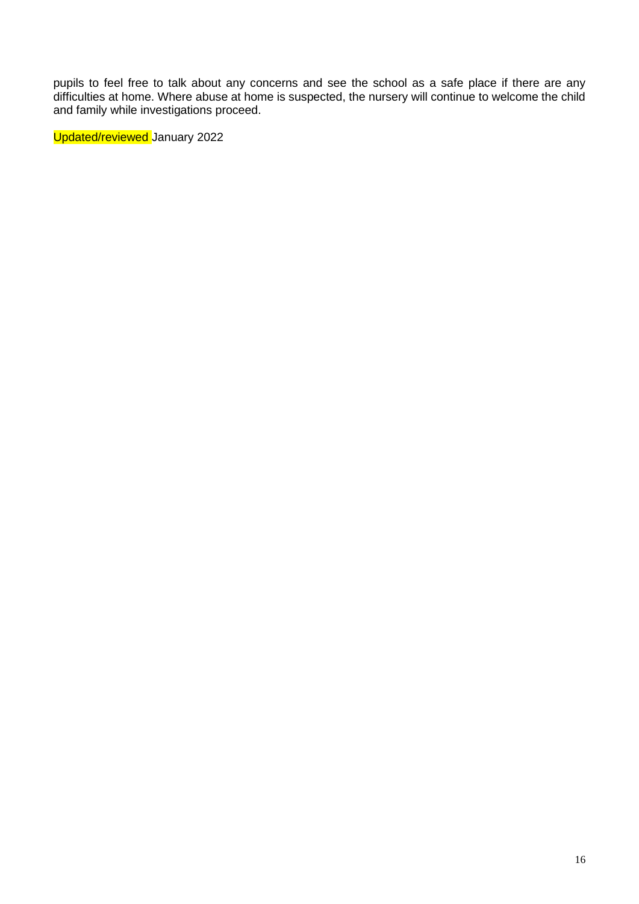pupils to feel free to talk about any concerns and see the school as a safe place if there are any difficulties at home. Where abuse at home is suspected, the nursery will continue to welcome the child and family while investigations proceed.

Updated/reviewed January 2022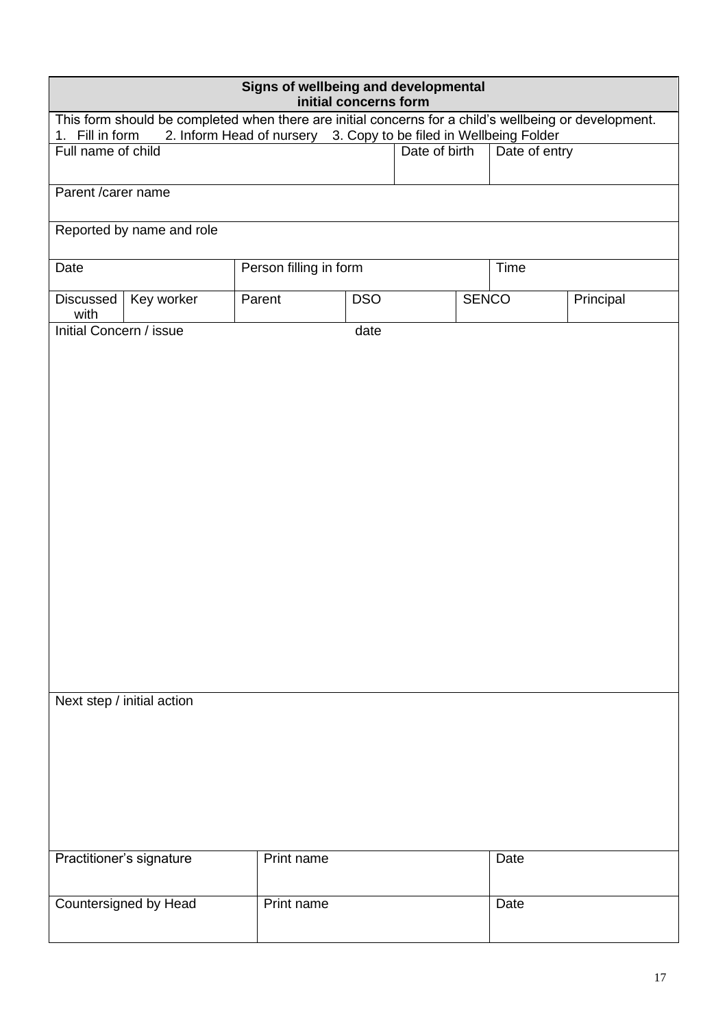| **Signs of wellbeing and developmental initial concerns form** | | | | | | |
|---|---|---|---|---|---|---|
| This form should be completed when there are initial concerns for a child's wellbeing or development. 1. Fill in form 2. Inform Head of nursery 3. Copy to be filed in Wellbeing Folder | | | | | | |
| Full name of child | | | | Date of birth | Date of entry | |
| Parent /carer name | | | | | | |
| Reported by name and role | | | | | | |
| Date | | Person filling in form | | | Time | |
| Discussed with | Key worker | Parent | DSO | SENCO | | Principal |
| Initial Concern / issue | | | date | | | |
| Next step / initial action | | | | | | |
| Practitioner's signature | | Print name | | | Date | |
| Countersigned by Head | | Print name | | | Date | |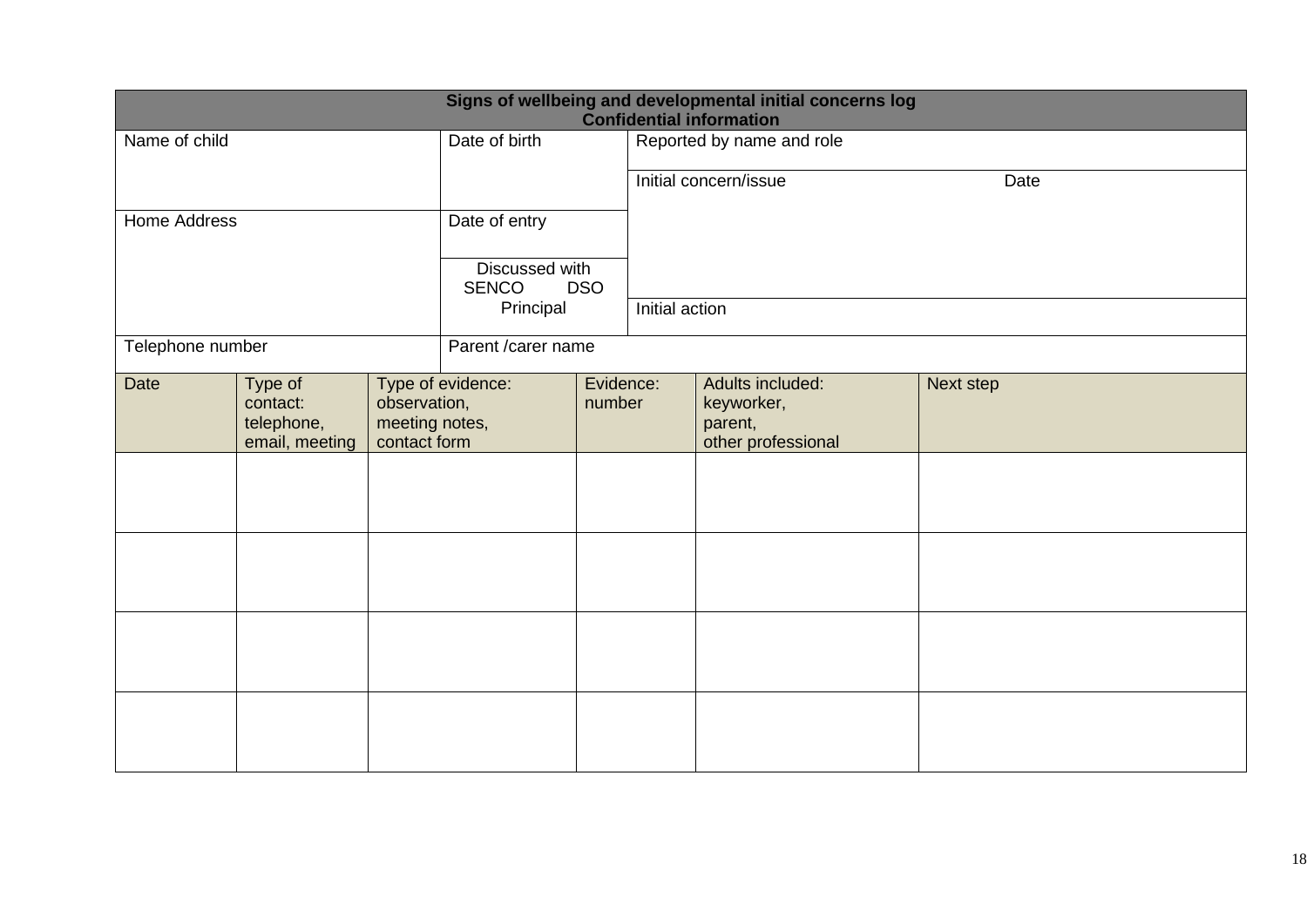**Signs of wellbeing and developmental initial concerns log**
**Confidential information**

| Name of child | Date of birth | Reported by name and role |
|---|---|---|
| | | Initial concern/issue Date |
| Home Address | Date of entry | |
| | Discussed with SENCO DSO Principal | Initial action |
| Telephone number | Parent /carer name | |

| Date | Type of contact: telephone, email, meeting | Type of evidence: observation, meeting notes, contact form | Evidence: number | Adults included: keyworker, parent, other professional | Next step |
|---|---|---|---|---|---|
| | | | | | |
| | | | | | |
| | | | | | |
| | | | | | |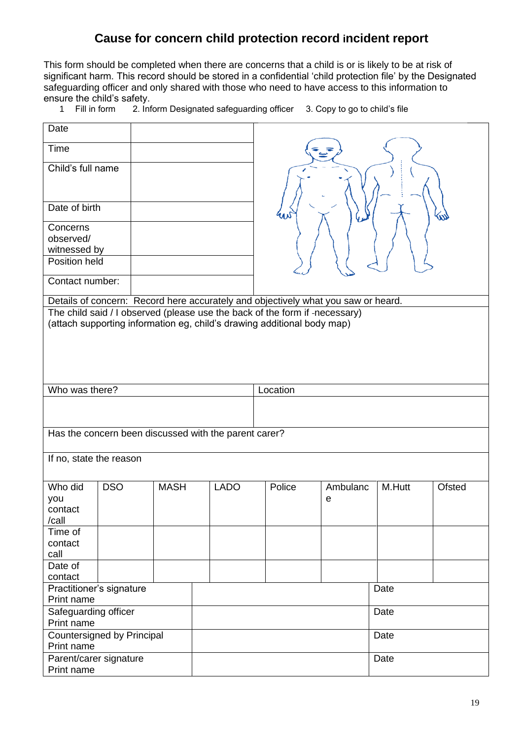# Cause for concern child protection record incident report

This form should be completed when there are concerns that a child is or is likely to be at risk of significant harm. This record should be stored in a confidential 'child protection file' by the Designated safeguarding officer and only shared with those who need to have access to this information to ensure the child's safety.

1 Fill in form 2. Inform Designated safeguarding officer 3. Copy to go to child's file

| | |
|---|---|
| Date | |
| Time | |
| Child's full name | |
| Date of birth | |
| Concerns observed/ witnessed by | |
| Position held | |
| Contact number: | |

| |
|---|
| Details of concern: Record here accurately and objectively what you saw or heard. |
| The child said / I observed (please use the back of the form if necessary)<br>(attach supporting information eg, child's drawing additional body map) |

| Who was there? | Location |
|---|---|
| | |

| |
|---|
| Has the concern been discussed with the parent carer? |
| If no, state the reason |

| Who did you contact /call | DSO | MASH | LADO | Police | Ambulance | M.Hutt | Ofsted |
|---|---|---|---|---|---|---|---|
| Time of contact call | | | | | | | |
| Date of contact | | | | | | | |

| | | |
|---|---|---|
| Practitioner's signature<br>Print name | | Date |
| Safeguarding officer<br>Print name | | Date |
| Countersigned by Principal<br>Print name | | Date |
| Parent/carer signature<br>Print name | | Date |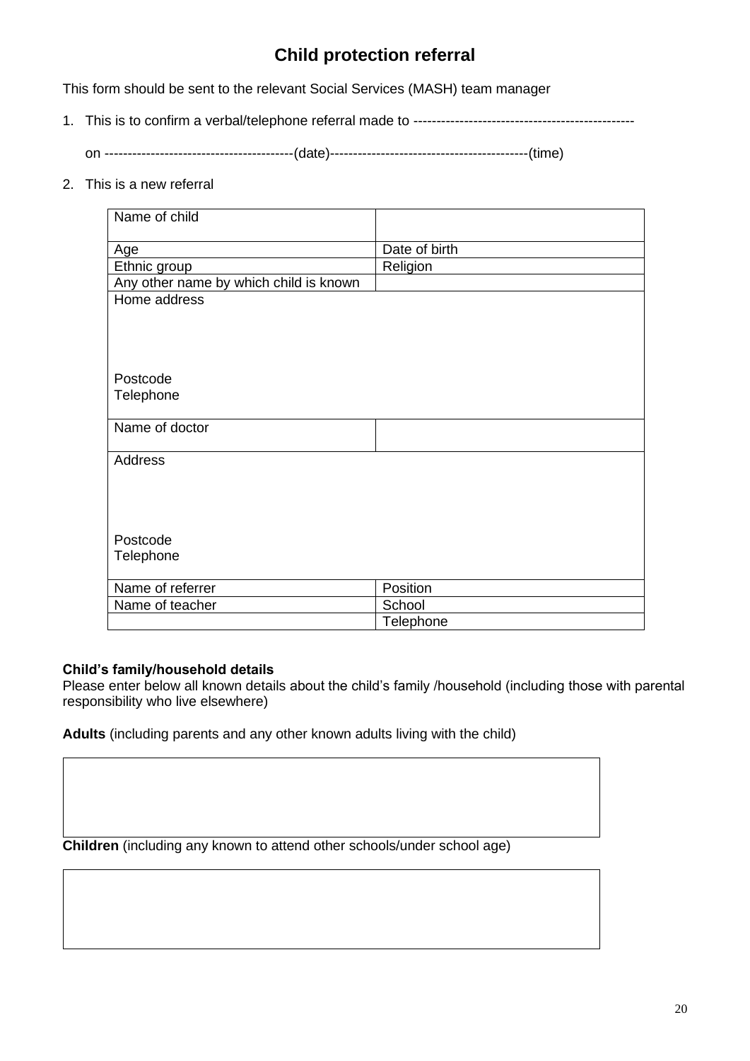# Child protection referral

This form should be sent to the relevant Social Services (MASH) team manager

1. This is to confirm a verbal/telephone referral made to -----------------------------------------------

   on ----------------------------------------(date)------------------------------------------(time)

2. This is a new referral

| Name of child | |
|---|---|
| Age | Date of birth |
| Ethnic group | Religion |
| Any other name by which child is known | |
| Home address<br><br><br><br>Postcode<br>Telephone | |
| Name of doctor | |
| Address<br><br><br><br>Postcode<br>Telephone | |
| Name of referrer | Position |
| Name of teacher | School |
| | Telephone |

**Child's family/household details**

Please enter below all known details about the child's family /household (including those with parental responsibility who live elsewhere)

**Adults** (including parents and any other known adults living with the child)

| |
|---|
| |

**Children** (including any known to attend other schools/under school age)

| |
|---|
| |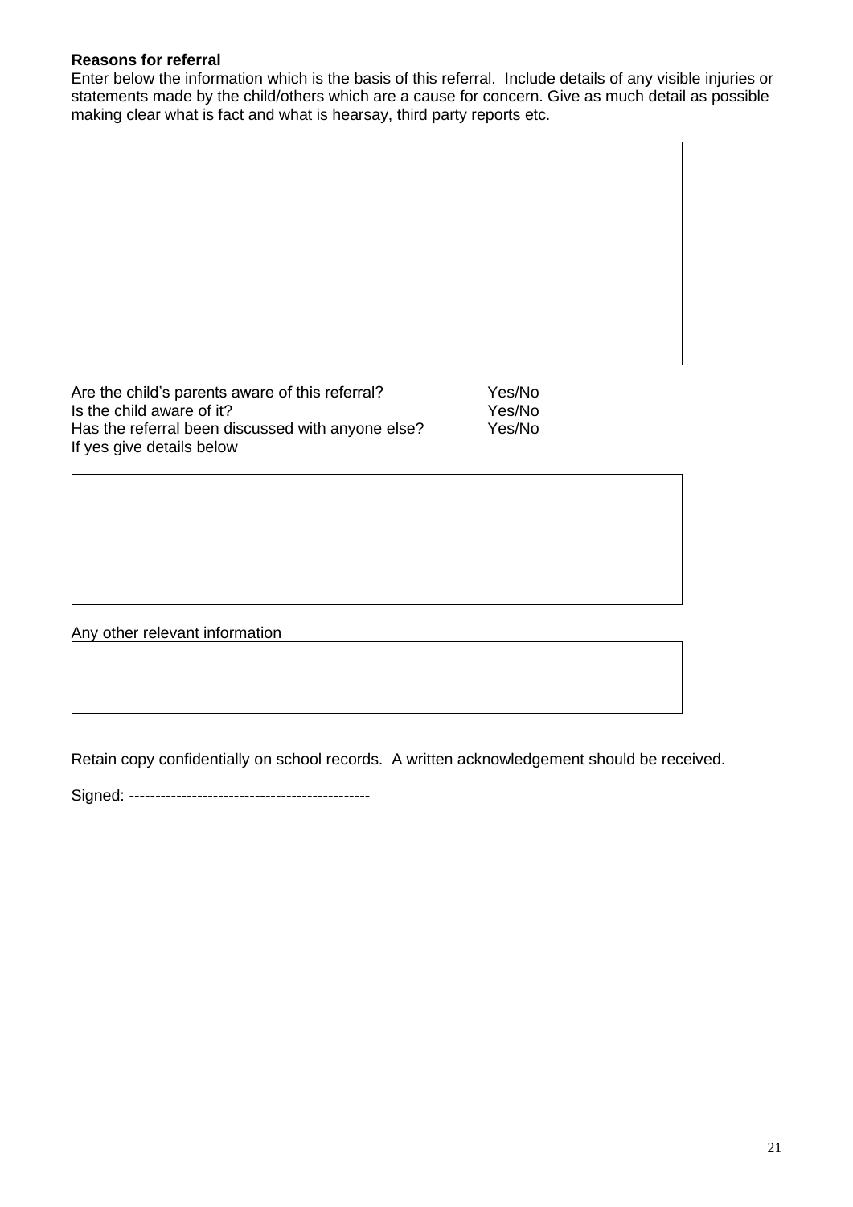**Reasons for referral**

Enter below the information which is the basis of this referral. Include details of any visible injuries or statements made by the child/others which are a cause for concern. Give as much detail as possible making clear what is fact and what is hearsay, third party reports etc.

| |
|---|
| |

| | |
|---|---|
| Are the child's parents aware of this referral? | Yes/No |
| Is the child aware of it? | Yes/No |
| Has the referral been discussed with anyone else? | Yes/No |

If yes give details below

| |
|---|
| |

Any other relevant information

| |
|---|
| |

Retain copy confidentially on school records. A written acknowledgement should be received.

Signed: ---------------------------------------------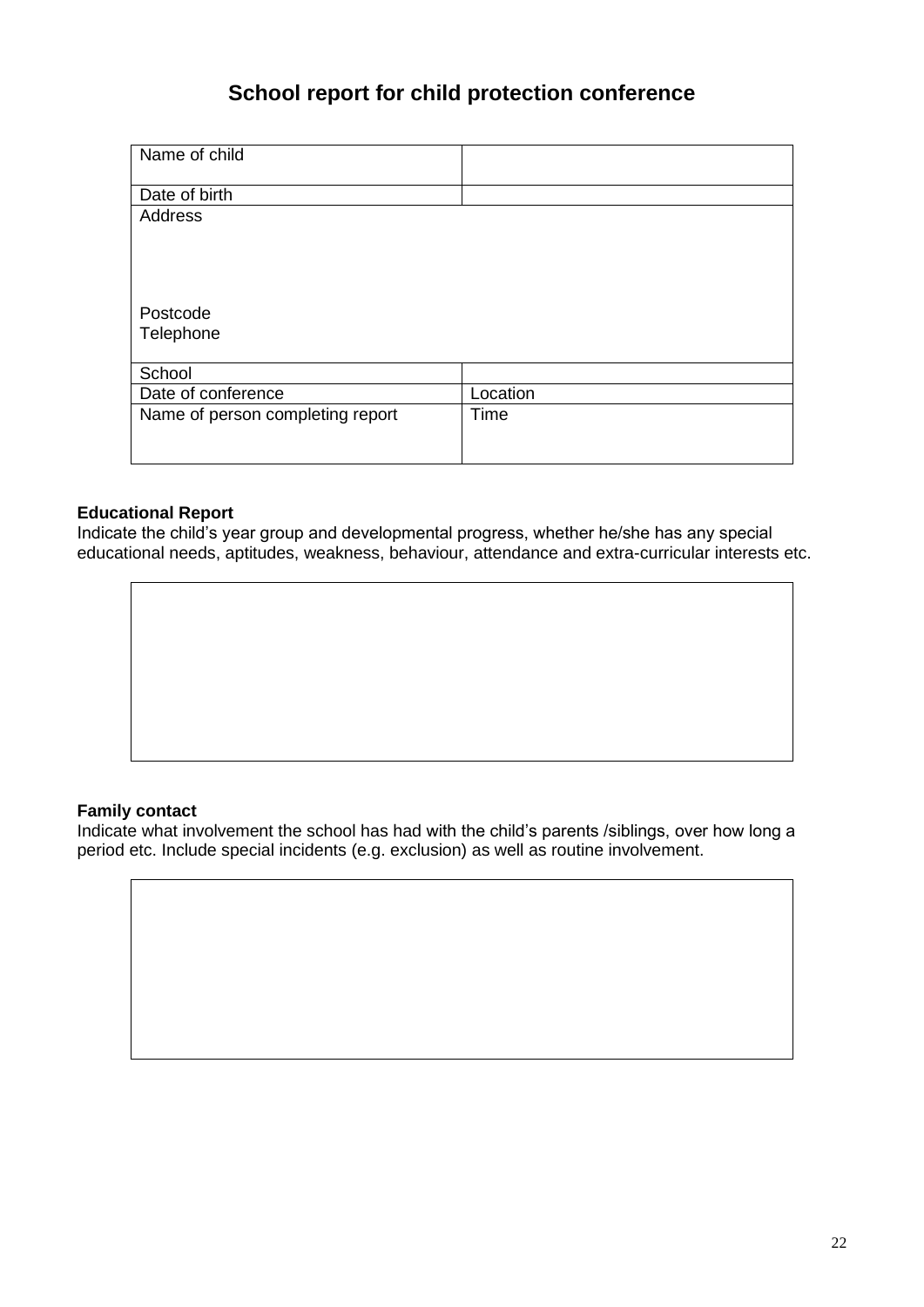# School report for child protection conference

| Name of child | |
|---|---|
| Date of birth | |
| Address<br><br><br><br>Postcode<br>Telephone | |
| School | |
| Date of conference | Location |
| Name of person completing report | Time |

**Educational Report**

Indicate the child's year group and developmental progress, whether he/she has any special educational needs, aptitudes, weakness, behaviour, attendance and extra-curricular interests etc.

| |
|---|
| |

**Family contact**

Indicate what involvement the school has had with the child's parents /siblings, over how long a period etc. Include special incidents (e.g. exclusion) as well as routine involvement.

| |
|---|
| |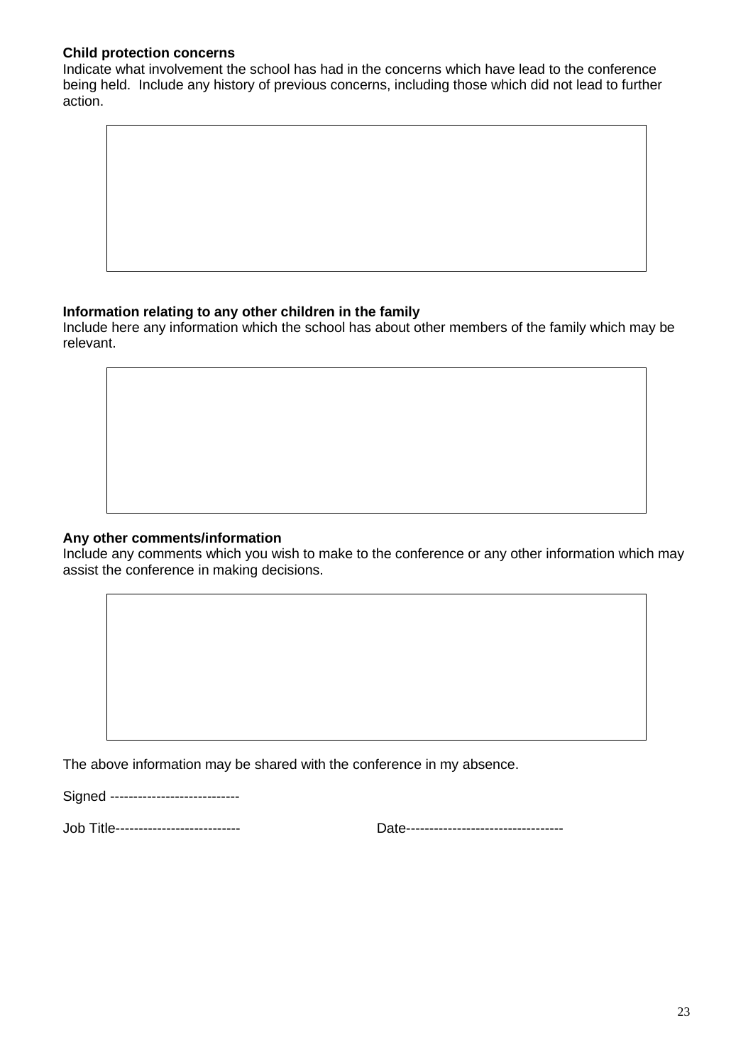**Child protection concerns**

Indicate what involvement the school has had in the concerns which have lead to the conference being held. Include any history of previous concerns, including those which did not lead to further action.

| |
|---|
| |

**Information relating to any other children in the family**

Include here any information which the school has about other members of the family which may be relevant.

| |
|---|
| |

**Any other comments/information**

Include any comments which you wish to make to the conference or any other information which may assist the conference in making decisions.

| |
|---|
| |

The above information may be shared with the conference in my absence.

Signed ---------------------------

Job Title--------------------------  Date---------------------------------